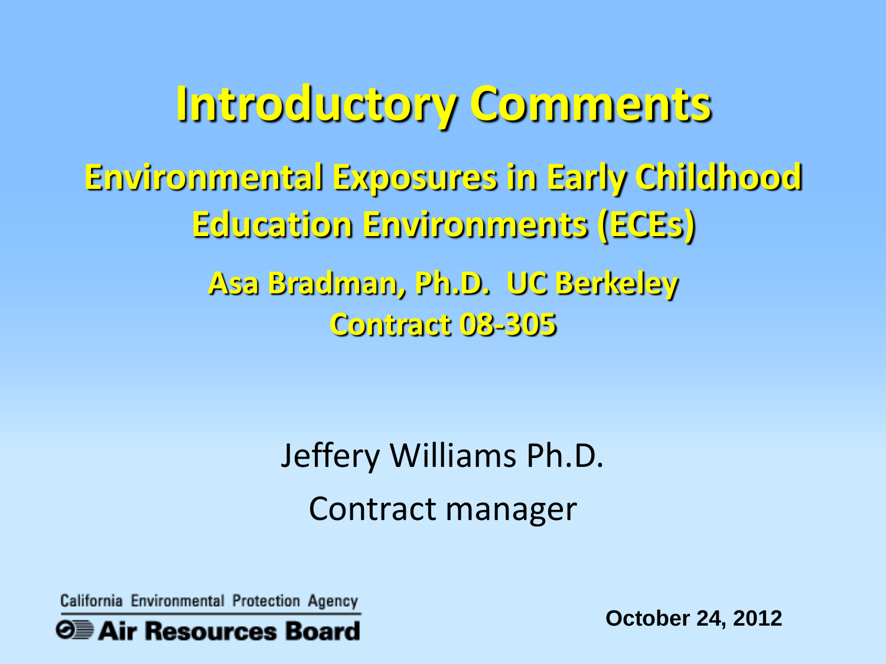# Introductory Comments

## Environmental Exposures in Early Childhood Education Environments (ECEs)

### Asa Bradman, Ph.D. UC Berkeley

### Contract 08-305

Jeffery Williams Ph.D.

Contract manager

California Environmental Protection Agency

**Air Resources Board**

**October 24, 2012**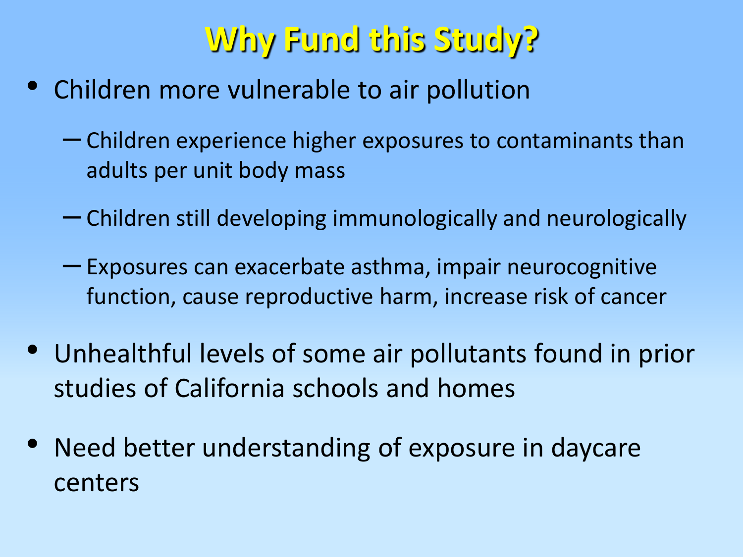# Why Fund this Study?

- Children more vulnerable to air pollution
  - Children experience higher exposures to contaminants than adults per unit body mass
  - Children still developing immunologically and neurologically
  - Exposures can exacerbate asthma, impair neurocognitive function, cause reproductive harm, increase risk of cancer
- Unhealthful levels of some air pollutants found in prior studies of California schools and homes
- Need better understanding of exposure in daycare centers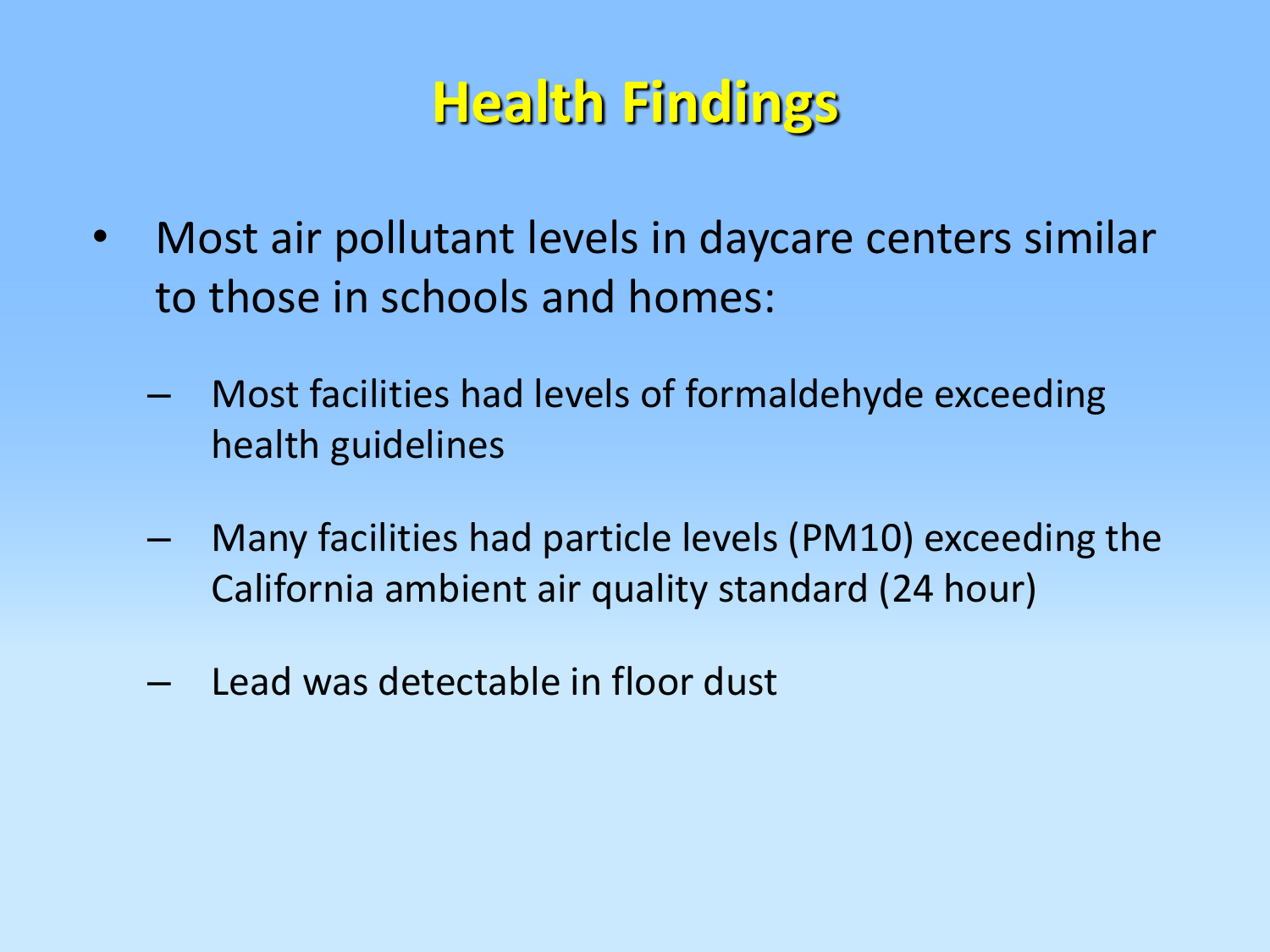# Health Findings

- Most air pollutant levels in daycare centers similar to those in schools and homes:
  - Most facilities had levels of formaldehyde exceeding health guidelines
  - Many facilities had particle levels (PM10) exceeding the California ambient air quality standard (24 hour)
  - Lead was detectable in floor dust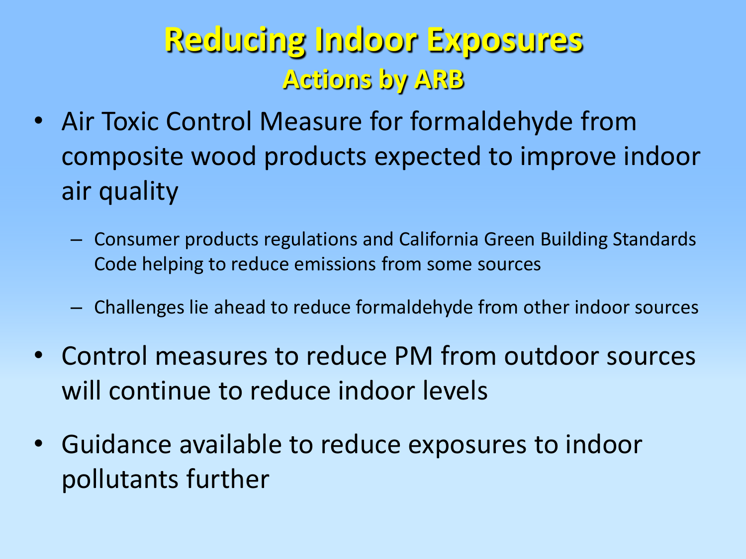# Reducing Indoor Exposures

## Actions by ARB

- Air Toxic Control Measure for formaldehyde from composite wood products expected to improve indoor air quality
  - Consumer products regulations and California Green Building Standards Code helping to reduce emissions from some sources
  - Challenges lie ahead to reduce formaldehyde from other indoor sources
- Control measures to reduce PM from outdoor sources will continue to reduce indoor levels
- Guidance available to reduce exposures to indoor pollutants further